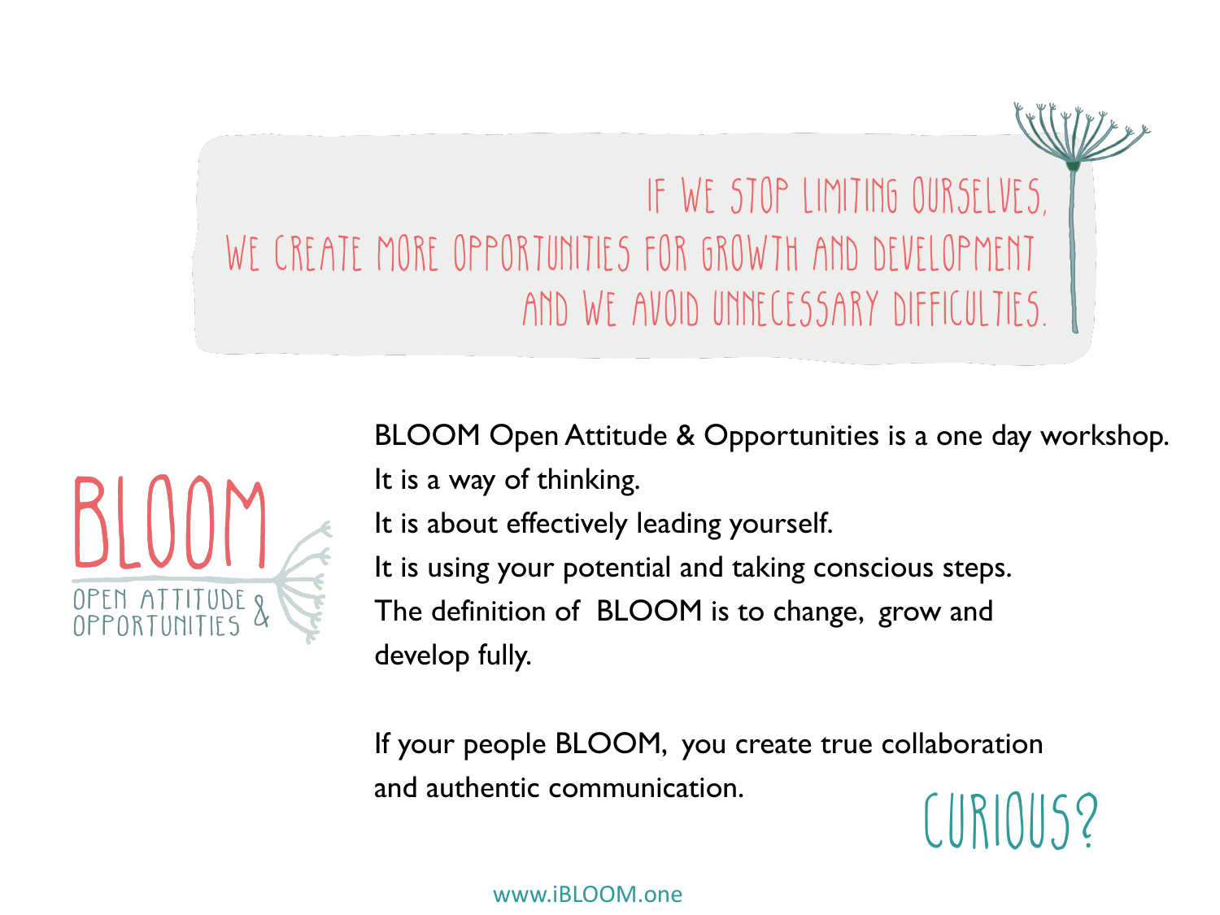IF WE STOP LIMITING OURSELVES,
WE CREATE MORE OPPORTUNITIES FOR GROWTH AND DEVELOPMENT
AND WE AVOID UNNECESSARY DIFFICULTIES.

# BLOOM

OPEN ATTITUDE & OPPORTUNITIES

BLOOM Open Attitude & Opportunities is a one day workshop.
It is a way of thinking.
It is about effectively leading yourself.
It is using your potential and taking conscious steps.
The definition of BLOOM is to change, grow and develop fully.

If your people BLOOM, you create true collaboration and authentic communication.

CURIOUS?

www.iBLOOM.one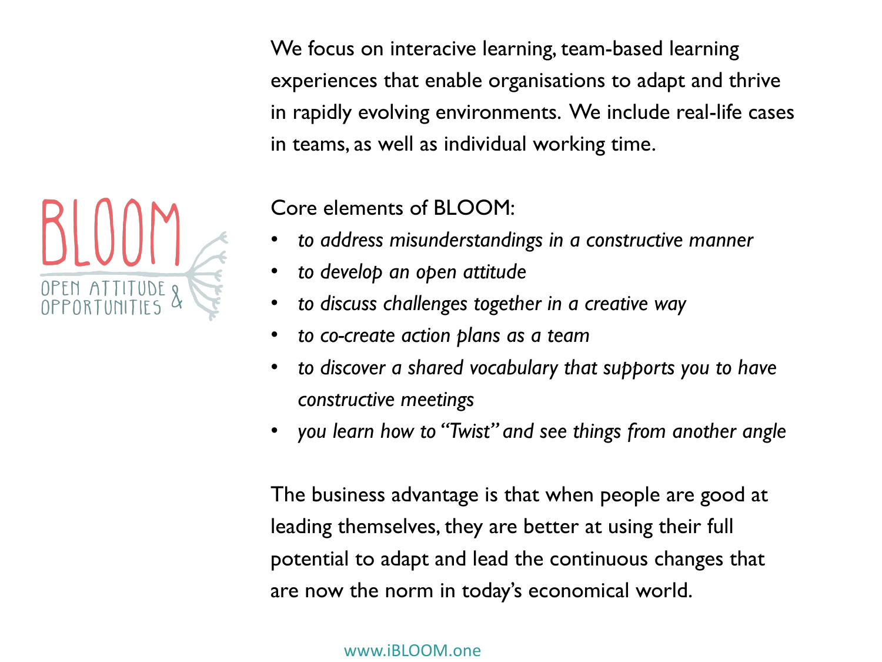BLOOM

OPEN ATTITUDE & OPPORTUNITIES

We focus on interacive learning, team-based learning experiences that enable organisations to adapt and thrive in rapidly evolving environments. We include real-life cases in teams, as well as individual working time.

Core elements of BLOOM:

- *to address misunderstandings in a constructive manner*
- *to develop an open attitude*
- *to discuss challenges together in a creative way*
- *to co-create action plans as a team*
- *to discover a shared vocabulary that supports you to have constructive meetings*
- *you learn how to "Twist" and see things from another angle*

The business advantage is that when people are good at leading themselves, they are better at using their full potential to adapt and lead the continuous changes that are now the norm in today's economical world.

www.iBLOOM.one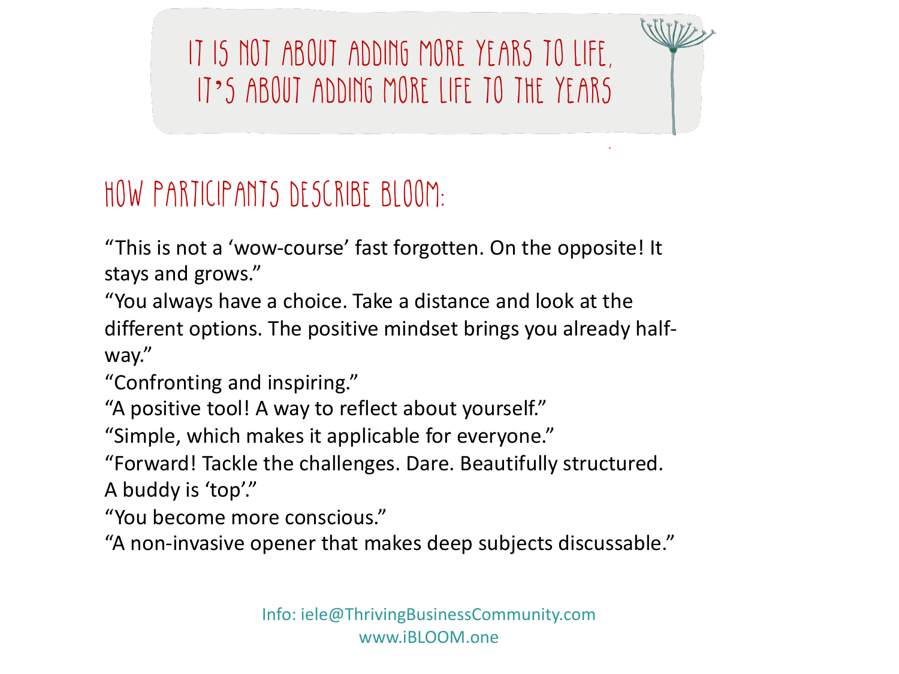# IT IS NOT ABOUT ADDING MORE YEARS TO LIFE, IT'S ABOUT ADDING MORE LIFE TO THE YEARS

## HOW PARTICIPANTS DESCRIBE BLOOM:

"This is not a 'wow-course' fast forgotten. On the opposite! It stays and grows."

"You always have a choice. Take a distance and look at the different options. The positive mindset brings you already half-way."

"Confronting and inspiring."

"A positive tool! A way to reflect about yourself."

"Simple, which makes it applicable for everyone."

"Forward! Tackle the challenges. Dare. Beautifully structured. A buddy is 'top'."

"You become more conscious."

"A non-invasive opener that makes deep subjects discussable."

Info: iele@ThrivingBusinessCommunity.com
www.iBLOOM.one